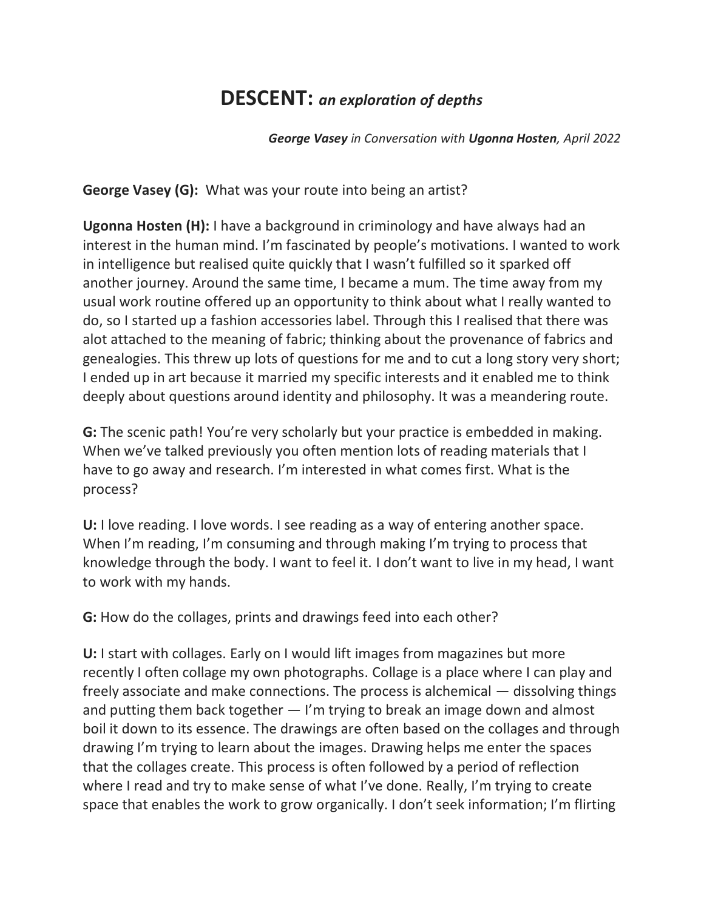# DESCENT: *an exploration of depths*

***George Vasey** in Conversation with **Ugonna Hosten**, April 2022*

**George Vasey (G):** What was your route into being an artist?

**Ugonna Hosten (H):** I have a background in criminology and have always had an interest in the human mind. I'm fascinated by people's motivations. I wanted to work in intelligence but realised quite quickly that I wasn't fulfilled so it sparked off another journey. Around the same time, I became a mum. The time away from my usual work routine offered up an opportunity to think about what I really wanted to do, so I started up a fashion accessories label. Through this I realised that there was alot attached to the meaning of fabric; thinking about the provenance of fabrics and genealogies. This threw up lots of questions for me and to cut a long story very short; I ended up in art because it married my specific interests and it enabled me to think deeply about questions around identity and philosophy. It was a meandering route.

**G:** The scenic path! You're very scholarly but your practice is embedded in making. When we've talked previously you often mention lots of reading materials that I have to go away and research. I'm interested in what comes first. What is the process?

**U:** I love reading. I love words. I see reading as a way of entering another space. When I'm reading, I'm consuming and through making I'm trying to process that knowledge through the body. I want to feel it. I don't want to live in my head, I want to work with my hands.

**G:** How do the collages, prints and drawings feed into each other?

**U:** I start with collages. Early on I would lift images from magazines but more recently I often collage my own photographs. Collage is a place where I can play and freely associate and make connections. The process is alchemical — dissolving things and putting them back together — I'm trying to break an image down and almost boil it down to its essence. The drawings are often based on the collages and through drawing I'm trying to learn about the images. Drawing helps me enter the spaces that the collages create. This process is often followed by a period of reflection where I read and try to make sense of what I've done. Really, I'm trying to create space that enables the work to grow organically. I don't seek information; I'm flirting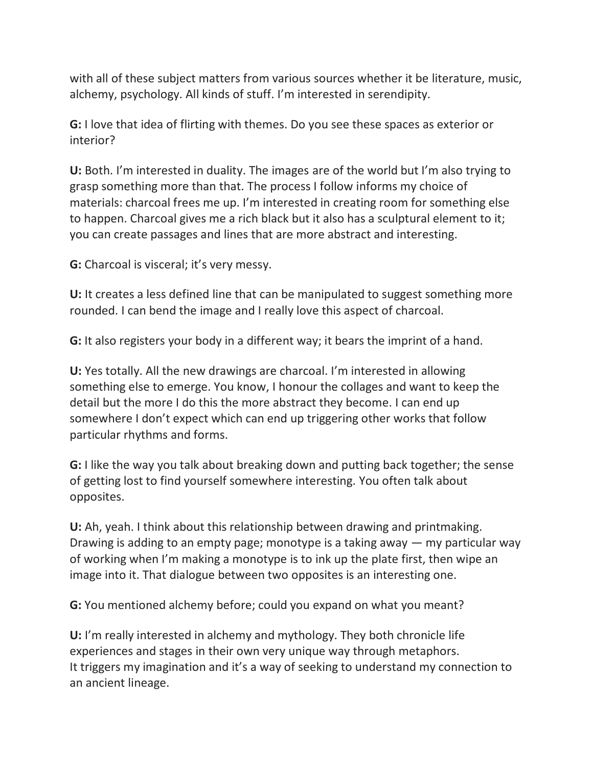with all of these subject matters from various sources whether it be literature, music, alchemy, psychology. All kinds of stuff. I'm interested in serendipity.

**G:** I love that idea of flirting with themes. Do you see these spaces as exterior or interior?

**U:** Both. I'm interested in duality. The images are of the world but I'm also trying to grasp something more than that. The process I follow informs my choice of materials: charcoal frees me up. I'm interested in creating room for something else to happen. Charcoal gives me a rich black but it also has a sculptural element to it; you can create passages and lines that are more abstract and interesting.

**G:** Charcoal is visceral; it's very messy.

**U:** It creates a less defined line that can be manipulated to suggest something more rounded. I can bend the image and I really love this aspect of charcoal.

**G:** It also registers your body in a different way; it bears the imprint of a hand.

**U:** Yes totally. All the new drawings are charcoal. I'm interested in allowing something else to emerge. You know, I honour the collages and want to keep the detail but the more I do this the more abstract they become. I can end up somewhere I don't expect which can end up triggering other works that follow particular rhythms and forms.

**G:** I like the way you talk about breaking down and putting back together; the sense of getting lost to find yourself somewhere interesting. You often talk about opposites.

**U:** Ah, yeah. I think about this relationship between drawing and printmaking. Drawing is adding to an empty page; monotype is a taking away — my particular way of working when I'm making a monotype is to ink up the plate first, then wipe an image into it. That dialogue between two opposites is an interesting one.

**G:** You mentioned alchemy before; could you expand on what you meant?

**U:** I'm really interested in alchemy and mythology. They both chronicle life experiences and stages in their own very unique way through metaphors.
It triggers my imagination and it's a way of seeking to understand my connection to an ancient lineage.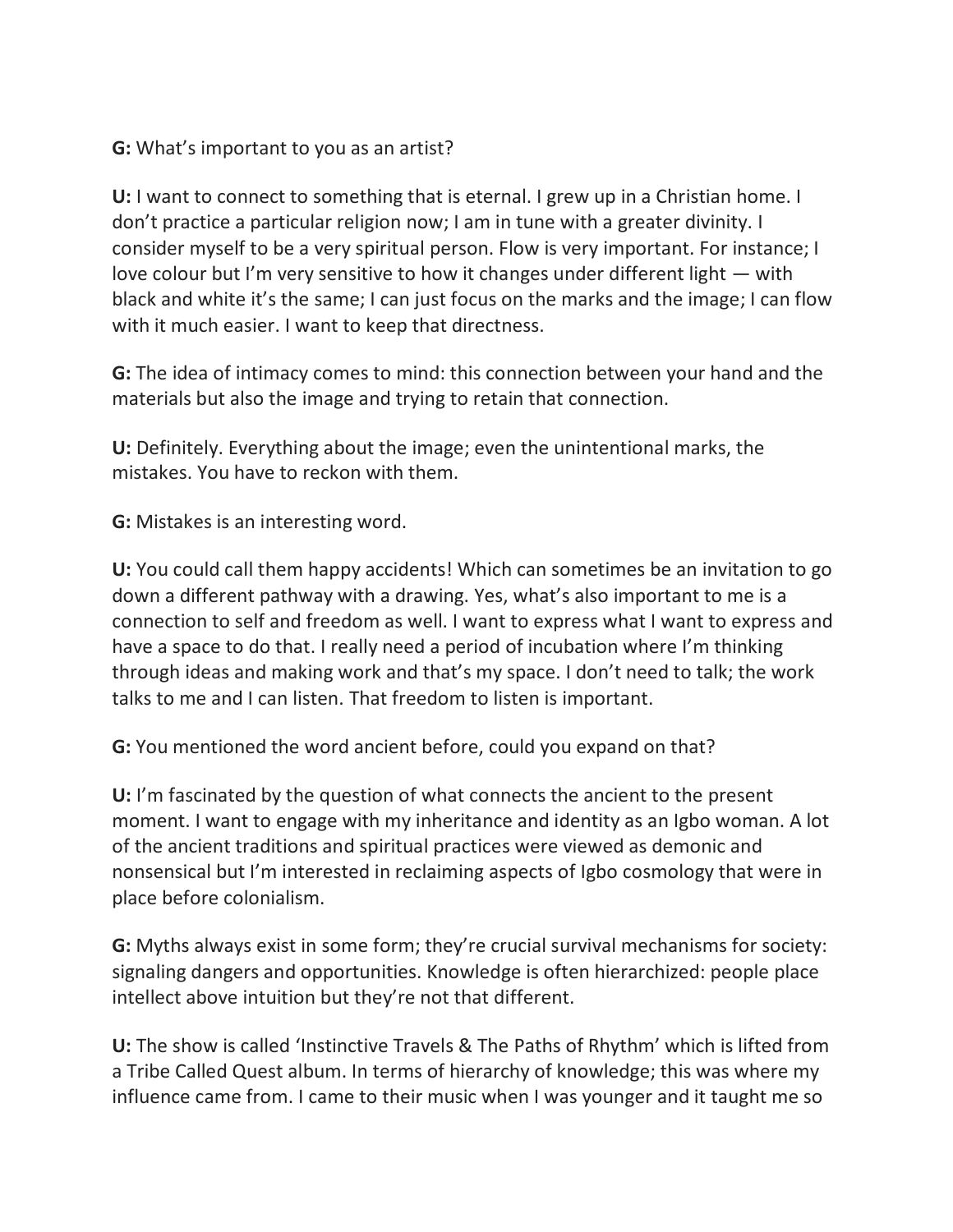**G:** What's important to you as an artist?

**U:** I want to connect to something that is eternal. I grew up in a Christian home. I don't practice a particular religion now; I am in tune with a greater divinity. I consider myself to be a very spiritual person. Flow is very important. For instance; I love colour but I'm very sensitive to how it changes under different light — with black and white it's the same; I can just focus on the marks and the image; I can flow with it much easier. I want to keep that directness.

**G:** The idea of intimacy comes to mind: this connection between your hand and the materials but also the image and trying to retain that connection.

**U:** Definitely. Everything about the image; even the unintentional marks, the mistakes. You have to reckon with them.

**G:** Mistakes is an interesting word.

**U:** You could call them happy accidents! Which can sometimes be an invitation to go down a different pathway with a drawing. Yes, what's also important to me is a connection to self and freedom as well. I want to express what I want to express and have a space to do that. I really need a period of incubation where I'm thinking through ideas and making work and that's my space. I don't need to talk; the work talks to me and I can listen. That freedom to listen is important.

**G:** You mentioned the word ancient before, could you expand on that?

**U:** I'm fascinated by the question of what connects the ancient to the present moment. I want to engage with my inheritance and identity as an Igbo woman. A lot of the ancient traditions and spiritual practices were viewed as demonic and nonsensical but I'm interested in reclaiming aspects of Igbo cosmology that were in place before colonialism.

**G:** Myths always exist in some form; they're crucial survival mechanisms for society: signaling dangers and opportunities. Knowledge is often hierarchized: people place intellect above intuition but they're not that different.

**U:** The show is called 'Instinctive Travels & The Paths of Rhythm' which is lifted from a Tribe Called Quest album. In terms of hierarchy of knowledge; this was where my influence came from. I came to their music when I was younger and it taught me so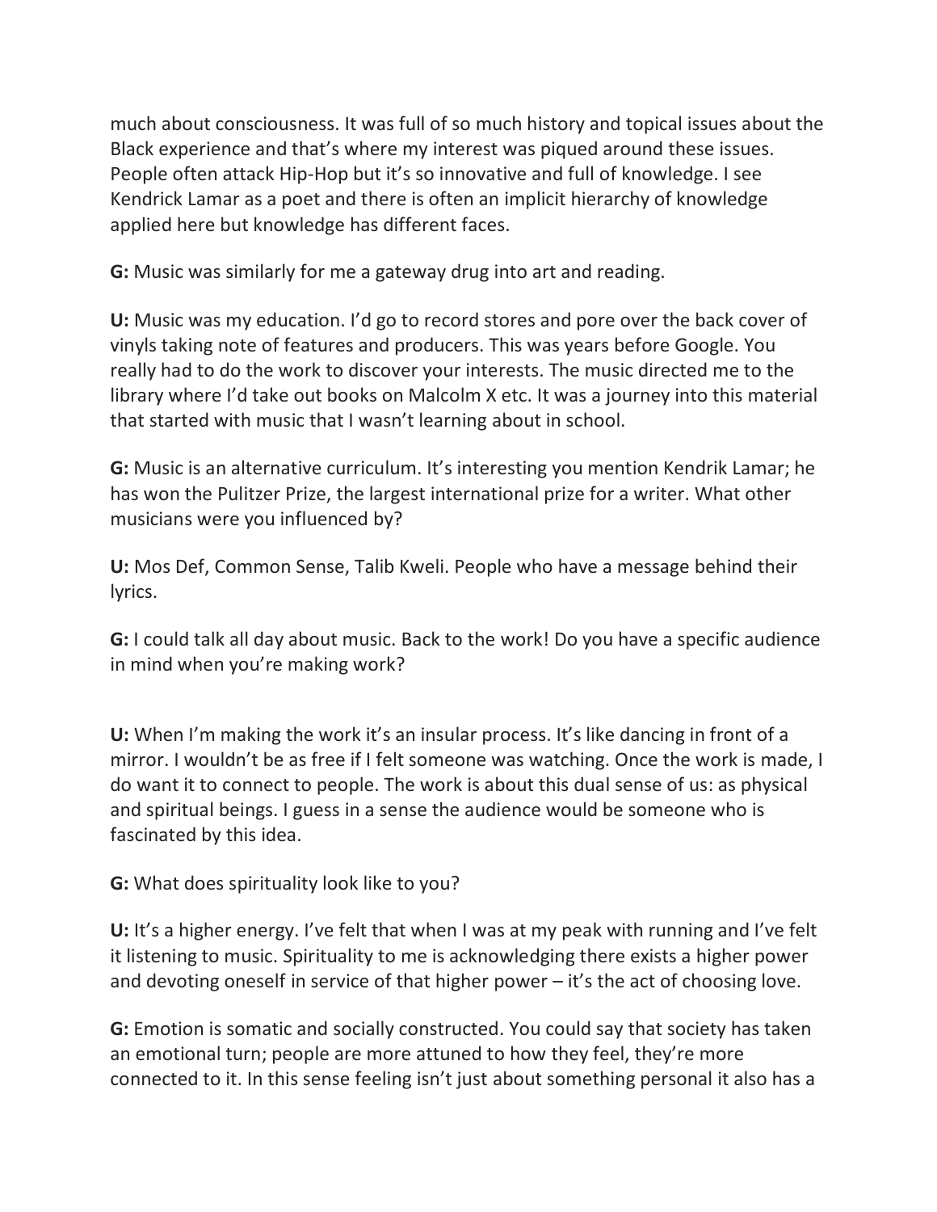much about consciousness. It was full of so much history and topical issues about the Black experience and that's where my interest was piqued around these issues. People often attack Hip-Hop but it's so innovative and full of knowledge. I see Kendrick Lamar as a poet and there is often an implicit hierarchy of knowledge applied here but knowledge has different faces.

**G:** Music was similarly for me a gateway drug into art and reading.

**U:** Music was my education. I'd go to record stores and pore over the back cover of vinyls taking note of features and producers. This was years before Google. You really had to do the work to discover your interests. The music directed me to the library where I'd take out books on Malcolm X etc. It was a journey into this material that started with music that I wasn't learning about in school.

**G:** Music is an alternative curriculum. It's interesting you mention Kendrik Lamar; he has won the Pulitzer Prize, the largest international prize for a writer. What other musicians were you influenced by?

**U:** Mos Def, Common Sense, Talib Kweli. People who have a message behind their lyrics.

**G:** I could talk all day about music. Back to the work! Do you have a specific audience in mind when you're making work?

**U:** When I'm making the work it's an insular process. It's like dancing in front of a mirror. I wouldn't be as free if I felt someone was watching. Once the work is made, I do want it to connect to people. The work is about this dual sense of us: as physical and spiritual beings. I guess in a sense the audience would be someone who is fascinated by this idea.

**G:** What does spirituality look like to you?

**U:** It's a higher energy. I've felt that when I was at my peak with running and I've felt it listening to music. Spirituality to me is acknowledging there exists a higher power and devoting oneself in service of that higher power – it's the act of choosing love.

**G:** Emotion is somatic and socially constructed. You could say that society has taken an emotional turn; people are more attuned to how they feel, they're more connected to it. In this sense feeling isn't just about something personal it also has a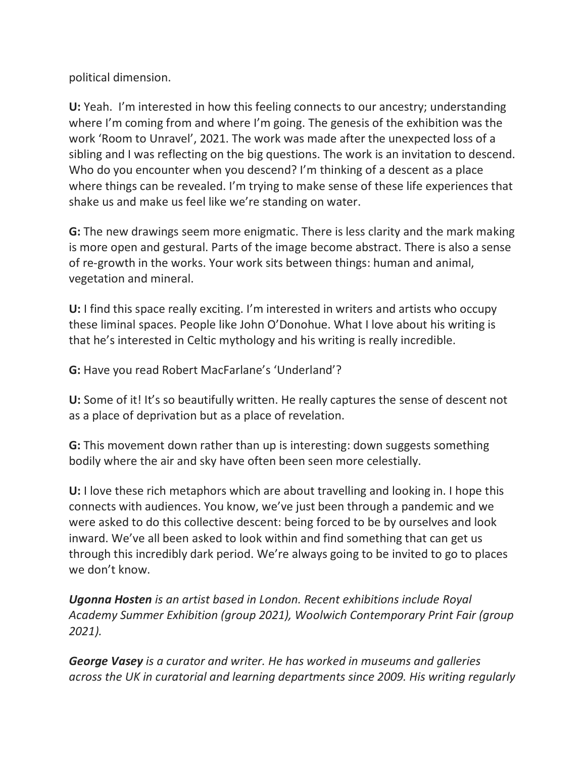political dimension.

**U:** Yeah.  I'm interested in how this feeling connects to our ancestry; understanding where I'm coming from and where I'm going. The genesis of the exhibition was the work 'Room to Unravel', 2021. The work was made after the unexpected loss of a sibling and I was reflecting on the big questions. The work is an invitation to descend. Who do you encounter when you descend? I'm thinking of a descent as a place where things can be revealed. I'm trying to make sense of these life experiences that shake us and make us feel like we're standing on water.

**G:** The new drawings seem more enigmatic. There is less clarity and the mark making is more open and gestural. Parts of the image become abstract. There is also a sense of re-growth in the works. Your work sits between things: human and animal, vegetation and mineral.

**U:** I find this space really exciting. I'm interested in writers and artists who occupy these liminal spaces. People like John O'Donohue. What I love about his writing is that he's interested in Celtic mythology and his writing is really incredible.

**G:** Have you read Robert MacFarlane's 'Underland'?

**U:** Some of it! It's so beautifully written. He really captures the sense of descent not as a place of deprivation but as a place of revelation.

**G:** This movement down rather than up is interesting: down suggests something bodily where the air and sky have often been seen more celestially.

**U:** I love these rich metaphors which are about travelling and looking in. I hope this connects with audiences. You know, we've just been through a pandemic and we were asked to do this collective descent: being forced to be by ourselves and look inward. We've all been asked to look within and find something that can get us through this incredibly dark period. We're always going to be invited to go to places we don't know.

***Ugonna Hosten*** *is an artist based in London. Recent exhibitions include Royal Academy Summer Exhibition (group 2021), Woolwich Contemporary Print Fair (group 2021).*

***George Vasey*** *is a curator and writer. He has worked in museums and galleries across the UK in curatorial and learning departments since 2009. His writing regularly*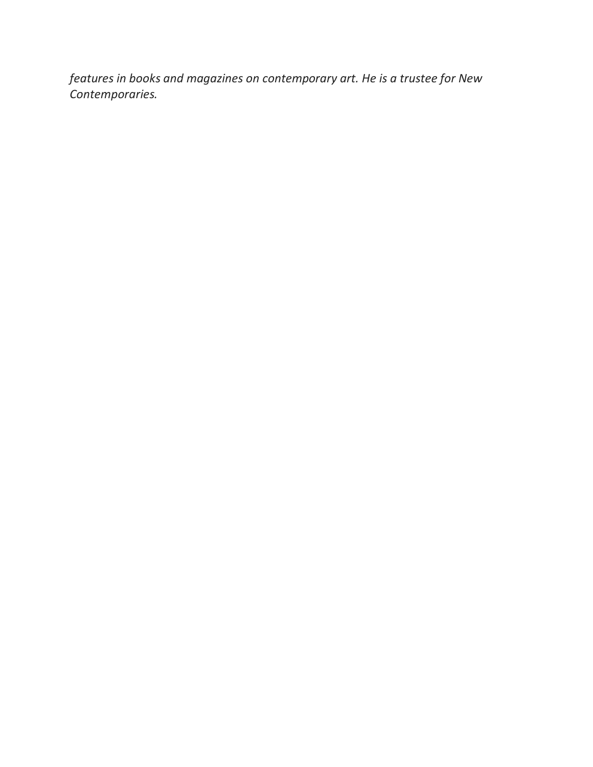*features in books and magazines on contemporary art. He is a trustee for New Contemporaries.*